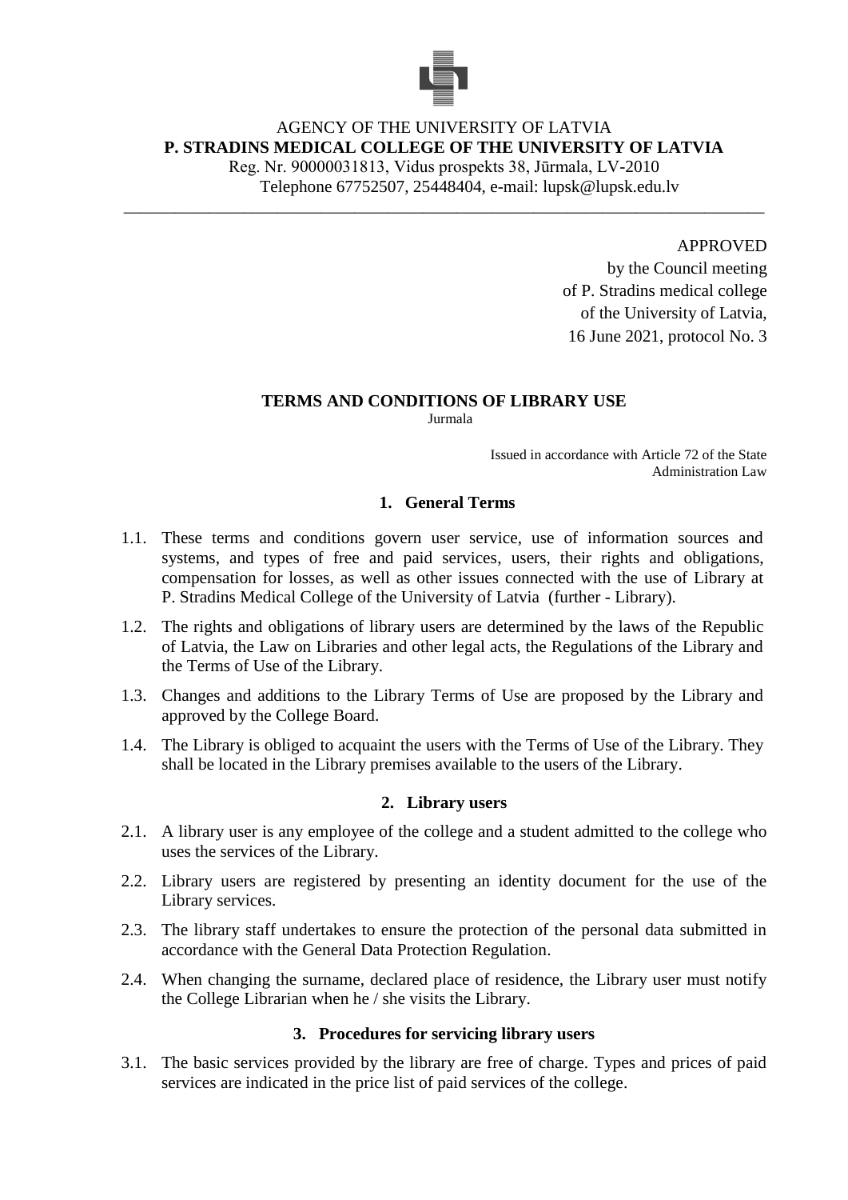AGENCY OF THE UNIVERSITY OF LATVIA
**P. STRADINS MEDICAL COLLEGE OF THE UNIVERSITY OF LATVIA**
Reg. Nr. 90000031813, Vidus prospekts 38, Jūrmala, LV-2010
Telephone 67752507, 25448404, e-mail: lupsk@lupsk.edu.lv

---

APPROVED
by the Council meeting
of P. Stradins medical college
of the University of Latvia,
16 June 2021, protocol No. 3

# TERMS AND CONDITIONS OF LIBRARY USE

Jurmala

Issued in accordance with Article 72 of the State Administration Law

## 1. General Terms

1.1. These terms and conditions govern user service, use of information sources and systems, and types of free and paid services, users, their rights and obligations, compensation for losses, as well as other issues connected with the use of Library at P. Stradins Medical College of the University of Latvia (further - Library).

1.2. The rights and obligations of library users are determined by the laws of the Republic of Latvia, the Law on Libraries and other legal acts, the Regulations of the Library and the Terms of Use of the Library.

1.3. Changes and additions to the Library Terms of Use are proposed by the Library and approved by the College Board.

1.4. The Library is obliged to acquaint the users with the Terms of Use of the Library. They shall be located in the Library premises available to the users of the Library.

## 2. Library users

2.1. A library user is any employee of the college and a student admitted to the college who uses the services of the Library.

2.2. Library users are registered by presenting an identity document for the use of the Library services.

2.3. The library staff undertakes to ensure the protection of the personal data submitted in accordance with the General Data Protection Regulation.

2.4. When changing the surname, declared place of residence, the Library user must notify the College Librarian when he / she visits the Library.

## 3. Procedures for servicing library users

3.1. The basic services provided by the library are free of charge. Types and prices of paid services are indicated in the price list of paid services of the college.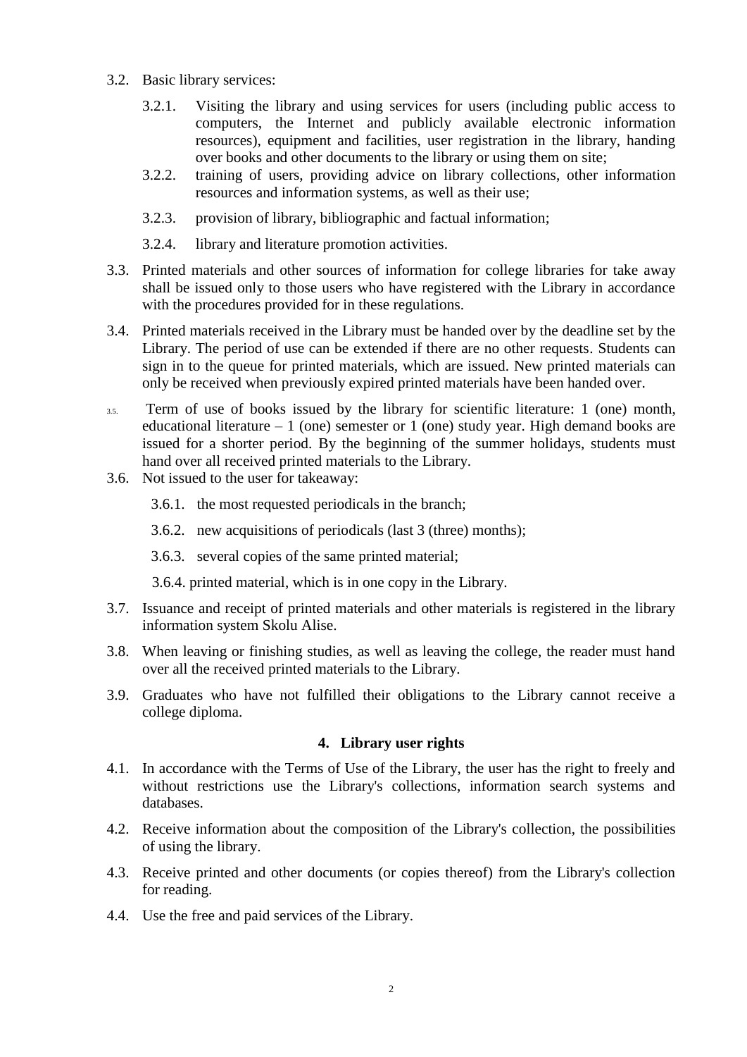3.2. Basic library services:

  3.2.1. Visiting the library and using services for users (including public access to computers, the Internet and publicly available electronic information resources), equipment and facilities, user registration in the library, handing over books and other documents to the library or using them on site;

  3.2.2. training of users, providing advice on library collections, other information resources and information systems, as well as their use;

  3.2.3. provision of library, bibliographic and factual information;

  3.2.4. library and literature promotion activities.

3.3. Printed materials and other sources of information for college libraries for take away shall be issued only to those users who have registered with the Library in accordance with the procedures provided for in these regulations.

3.4. Printed materials received in the Library must be handed over by the deadline set by the Library. The period of use can be extended if there are no other requests. Students can sign in to the queue for printed materials, which are issued. New printed materials can only be received when previously expired printed materials have been handed over.

3.5. Term of use of books issued by the library for scientific literature: 1 (one) month, educational literature – 1 (one) semester or 1 (one) study year. High demand books are issued for a shorter period. By the beginning of the summer holidays, students must hand over all received printed materials to the Library.

3.6. Not issued to the user for takeaway:

  3.6.1. the most requested periodicals in the branch;

  3.6.2. new acquisitions of periodicals (last 3 (three) months);

  3.6.3. several copies of the same printed material;

  3.6.4. printed material, which is in one copy in the Library.

3.7. Issuance and receipt of printed materials and other materials is registered in the library information system Skolu Alise.

3.8. When leaving or finishing studies, as well as leaving the college, the reader must hand over all the received printed materials to the Library.

3.9. Graduates who have not fulfilled their obligations to the Library cannot receive a college diploma.

## 4. Library user rights

4.1. In accordance with the Terms of Use of the Library, the user has the right to freely and without restrictions use the Library's collections, information search systems and databases.

4.2. Receive information about the composition of the Library's collection, the possibilities of using the library.

4.3. Receive printed and other documents (or copies thereof) from the Library's collection for reading.

4.4. Use the free and paid services of the Library.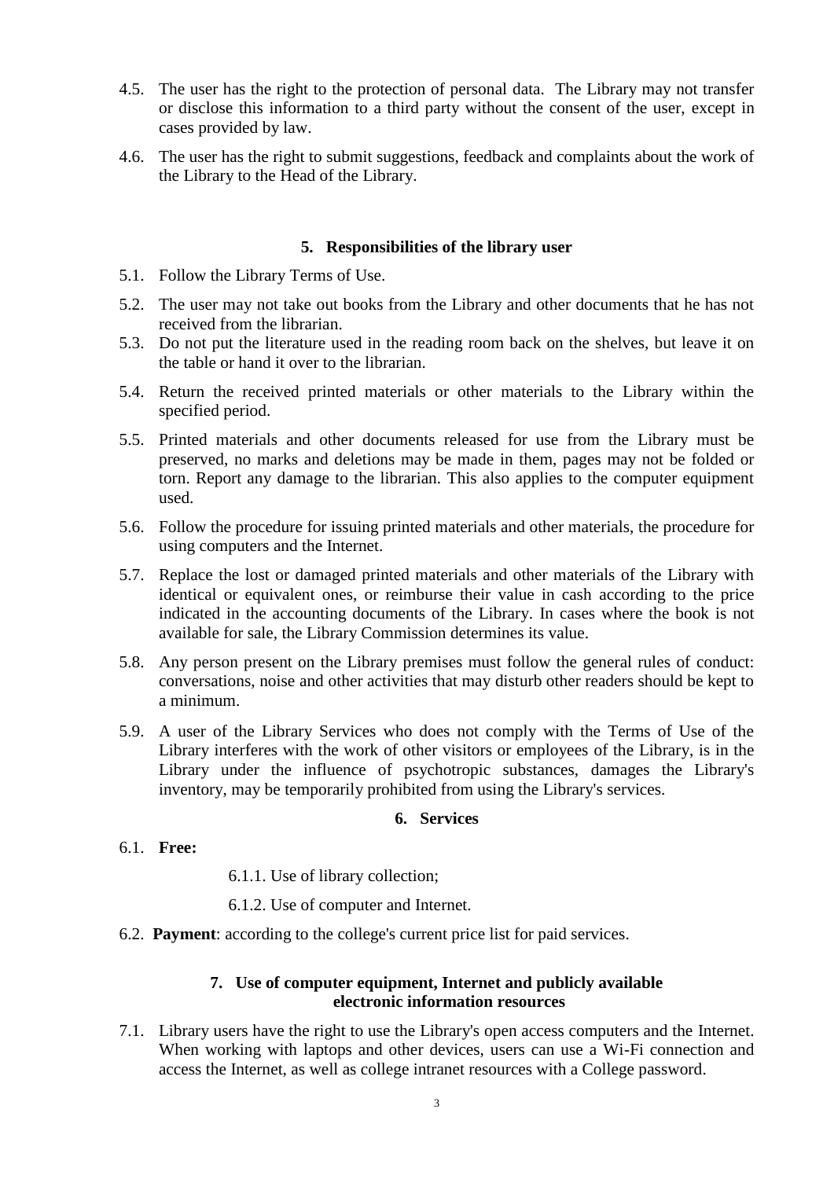4.5. The user has the right to the protection of personal data. The Library may not transfer or disclose this information to a third party without the consent of the user, except in cases provided by law.

4.6. The user has the right to submit suggestions, feedback and complaints about the work of the Library to the Head of the Library.

## 5. Responsibilities of the library user

5.1. Follow the Library Terms of Use.

5.2. The user may not take out books from the Library and other documents that he has not received from the librarian.

5.3. Do not put the literature used in the reading room back on the shelves, but leave it on the table or hand it over to the librarian.

5.4. Return the received printed materials or other materials to the Library within the specified period.

5.5. Printed materials and other documents released for use from the Library must be preserved, no marks and deletions may be made in them, pages may not be folded or torn. Report any damage to the librarian. This also applies to the computer equipment used.

5.6. Follow the procedure for issuing printed materials and other materials, the procedure for using computers and the Internet.

5.7. Replace the lost or damaged printed materials and other materials of the Library with identical or equivalent ones, or reimburse their value in cash according to the price indicated in the accounting documents of the Library. In cases where the book is not available for sale, the Library Commission determines its value.

5.8. Any person present on the Library premises must follow the general rules of conduct: conversations, noise and other activities that may disturb other readers should be kept to a minimum.

5.9. A user of the Library Services who does not comply with the Terms of Use of the Library interferes with the work of other visitors or employees of the Library, is in the Library under the influence of psychotropic substances, damages the Library's inventory, may be temporarily prohibited from using the Library's services.

## 6. Services

6.1. **Free:**

6.1.1. Use of library collection;

6.1.2. Use of computer and Internet.

6.2. **Payment**: according to the college's current price list for paid services.

## 7. Use of computer equipment, Internet and publicly available electronic information resources

7.1. Library users have the right to use the Library's open access computers and the Internet. When working with laptops and other devices, users can use a Wi-Fi connection and access the Internet, as well as college intranet resources with a College password.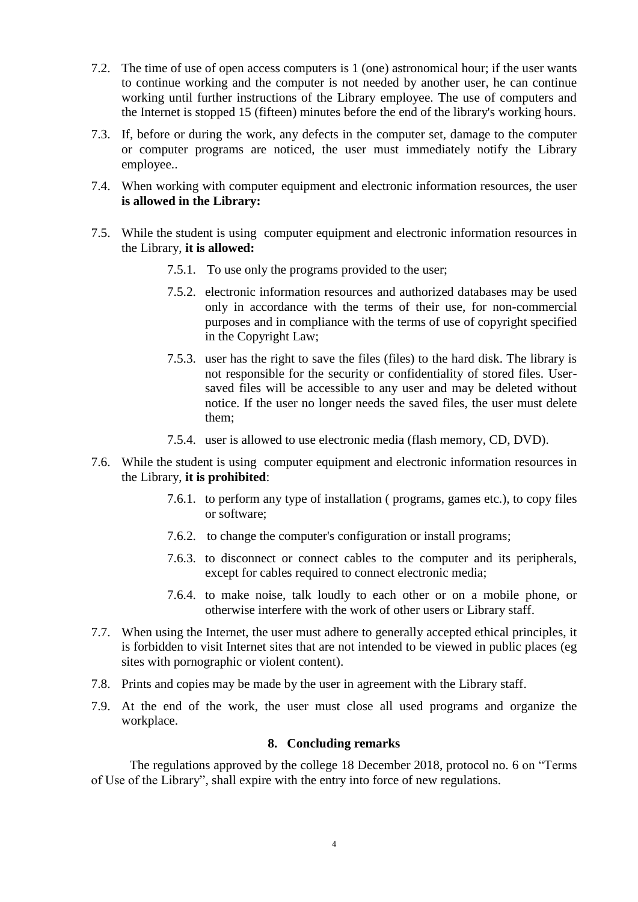7.2. The time of use of open access computers is 1 (one) astronomical hour; if the user wants to continue working and the computer is not needed by another user, he can continue working until further instructions of the Library employee. The use of computers and the Internet is stopped 15 (fifteen) minutes before the end of the library's working hours.

7.3. If, before or during the work, any defects in the computer set, damage to the computer or computer programs are noticed, the user must immediately notify the Library employee..

7.4. When working with computer equipment and electronic information resources, the user **is allowed in the Library:**

7.5. While the student is using computer equipment and electronic information resources in the Library, **it is allowed:**

- 7.5.1. To use only the programs provided to the user;
- 7.5.2. electronic information resources and authorized databases may be used only in accordance with the terms of their use, for non-commercial purposes and in compliance with the terms of use of copyright specified in the Copyright Law;
- 7.5.3. user has the right to save the files (files) to the hard disk. The library is not responsible for the security or confidentiality of stored files. User-saved files will be accessible to any user and may be deleted without notice. If the user no longer needs the saved files, the user must delete them;
- 7.5.4. user is allowed to use electronic media (flash memory, CD, DVD).

7.6. While the student is using computer equipment and electronic information resources in the Library, **it is prohibited**:

- 7.6.1. to perform any type of installation ( programs, games etc.), to copy files or software;
- 7.6.2. to change the computer's configuration or install programs;
- 7.6.3. to disconnect or connect cables to the computer and its peripherals, except for cables required to connect electronic media;
- 7.6.4. to make noise, talk loudly to each other or on a mobile phone, or otherwise interfere with the work of other users or Library staff.

7.7. When using the Internet, the user must adhere to generally accepted ethical principles, it is forbidden to visit Internet sites that are not intended to be viewed in public places (eg sites with pornographic or violent content).

7.8. Prints and copies may be made by the user in agreement with the Library staff.

7.9. At the end of the work, the user must close all used programs and organize the workplace.

## 8. Concluding remarks

The regulations approved by the college 18 December 2018, protocol no. 6 on "Terms of Use of the Library", shall expire with the entry into force of new regulations.